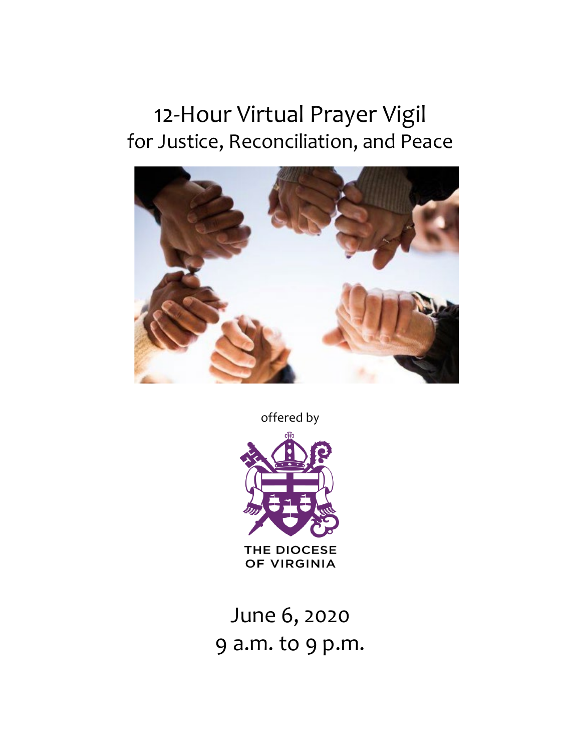# 12-Hour Virtual Prayer Vigil
## for Justice, Reconciliation, and Peace

offered by

THE DIOCESE OF VIRGINIA

June 6, 2020
9 a.m. to 9 p.m.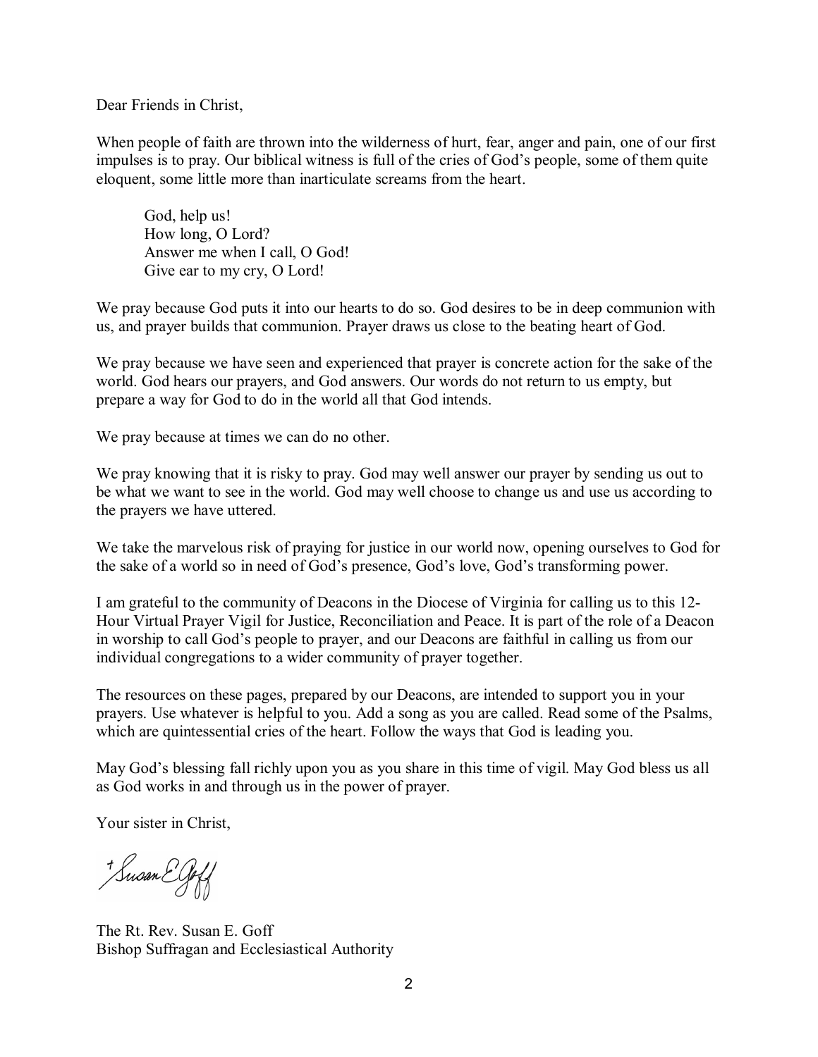Dear Friends in Christ,

When people of faith are thrown into the wilderness of hurt, fear, anger and pain, one of our first impulses is to pray. Our biblical witness is full of the cries of God's people, some of them quite eloquent, some little more than inarticulate screams from the heart.

> God, help us!
> How long, O Lord?
> Answer me when I call, O God!
> Give ear to my cry, O Lord!

We pray because God puts it into our hearts to do so. God desires to be in deep communion with us, and prayer builds that communion. Prayer draws us close to the beating heart of God.

We pray because we have seen and experienced that prayer is concrete action for the sake of the world. God hears our prayers, and God answers. Our words do not return to us empty, but prepare a way for God to do in the world all that God intends.

We pray because at times we can do no other.

We pray knowing that it is risky to pray. God may well answer our prayer by sending us out to be what we want to see in the world. God may well choose to change us and use us according to the prayers we have uttered.

We take the marvelous risk of praying for justice in our world now, opening ourselves to God for the sake of a world so in need of God's presence, God's love, God's transforming power.

I am grateful to the community of Deacons in the Diocese of Virginia for calling us to this 12-Hour Virtual Prayer Vigil for Justice, Reconciliation and Peace. It is part of the role of a Deacon in worship to call God's people to prayer, and our Deacons are faithful in calling us from our individual congregations to a wider community of prayer together.

The resources on these pages, prepared by our Deacons, are intended to support you in your prayers. Use whatever is helpful to you. Add a song as you are called. Read some of the Psalms, which are quintessential cries of the heart. Follow the ways that God is leading you.

May God's blessing fall richly upon you as you share in this time of vigil. May God bless us all as God works in and through us in the power of prayer.

Your sister in Christ,

+Susan E. Goff

The Rt. Rev. Susan E. Goff
Bishop Suffragan and Ecclesiastical Authority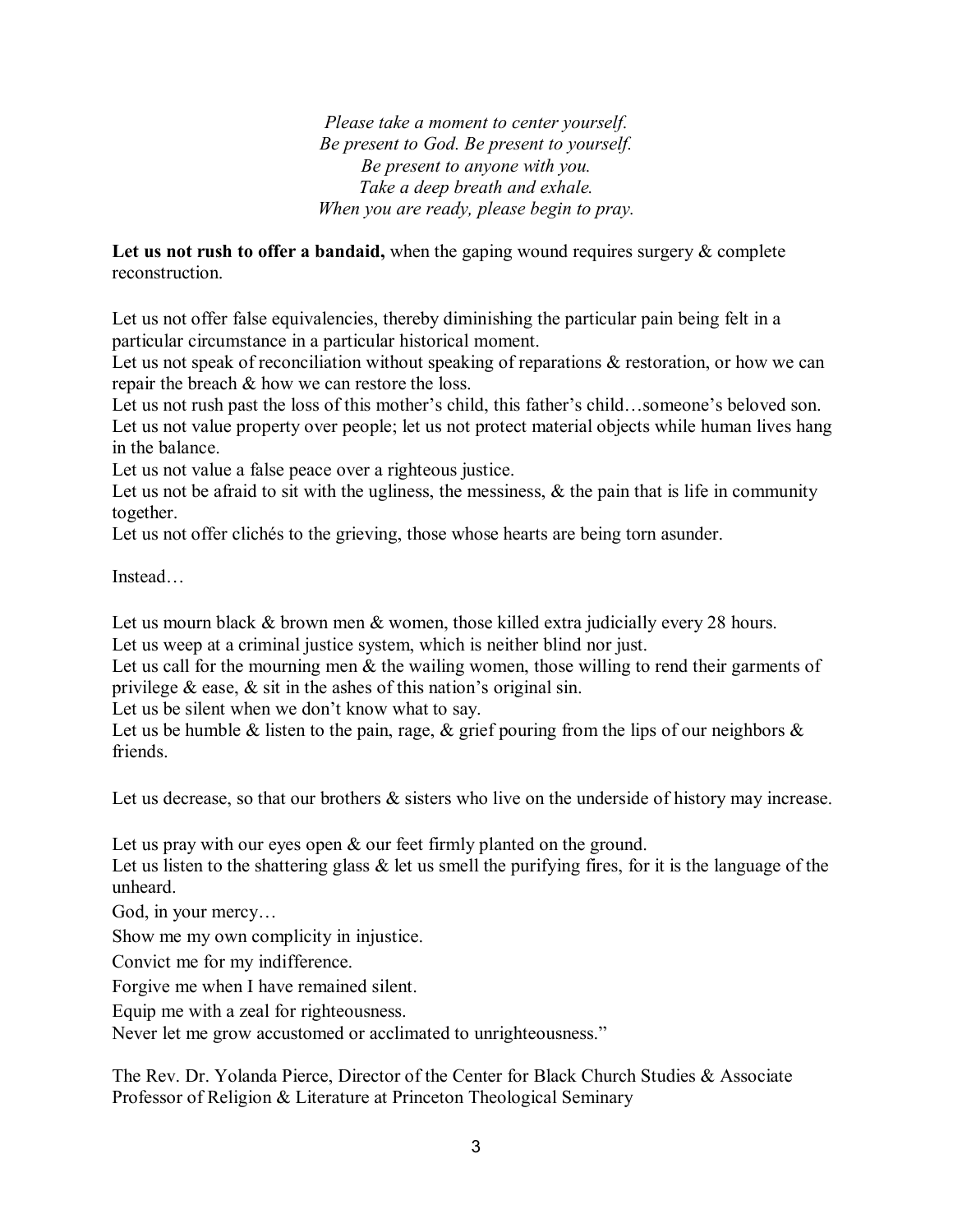*Please take a moment to center yourself.*
*Be present to God. Be present to yourself.*
*Be present to anyone with you.*
*Take a deep breath and exhale.*
*When you are ready, please begin to pray.*

**Let us not rush to offer a bandaid,** when the gaping wound requires surgery & complete reconstruction.

Let us not offer false equivalencies, thereby diminishing the particular pain being felt in a particular circumstance in a particular historical moment.
Let us not speak of reconciliation without speaking of reparations & restoration, or how we can repair the breach & how we can restore the loss.
Let us not rush past the loss of this mother's child, this father's child…someone's beloved son.
Let us not value property over people; let us not protect material objects while human lives hang in the balance.
Let us not value a false peace over a righteous justice.
Let us not be afraid to sit with the ugliness, the messiness, & the pain that is life in community together.
Let us not offer clichés to the grieving, those whose hearts are being torn asunder.

Instead…

Let us mourn black & brown men & women, those killed extra judicially every 28 hours.
Let us weep at a criminal justice system, which is neither blind nor just.
Let us call for the mourning men & the wailing women, those willing to rend their garments of privilege & ease, & sit in the ashes of this nation's original sin.
Let us be silent when we don't know what to say.
Let us be humble & listen to the pain, rage, & grief pouring from the lips of our neighbors & friends.

Let us decrease, so that our brothers & sisters who live on the underside of history may increase.

Let us pray with our eyes open & our feet firmly planted on the ground.
Let us listen to the shattering glass & let us smell the purifying fires, for it is the language of the unheard.

God, in your mercy…

Show me my own complicity in injustice.

Convict me for my indifference.

Forgive me when I have remained silent.

Equip me with a zeal for righteousness.

Never let me grow accustomed or acclimated to unrighteousness."

The Rev. Dr. Yolanda Pierce, Director of the Center for Black Church Studies & Associate Professor of Religion & Literature at Princeton Theological Seminary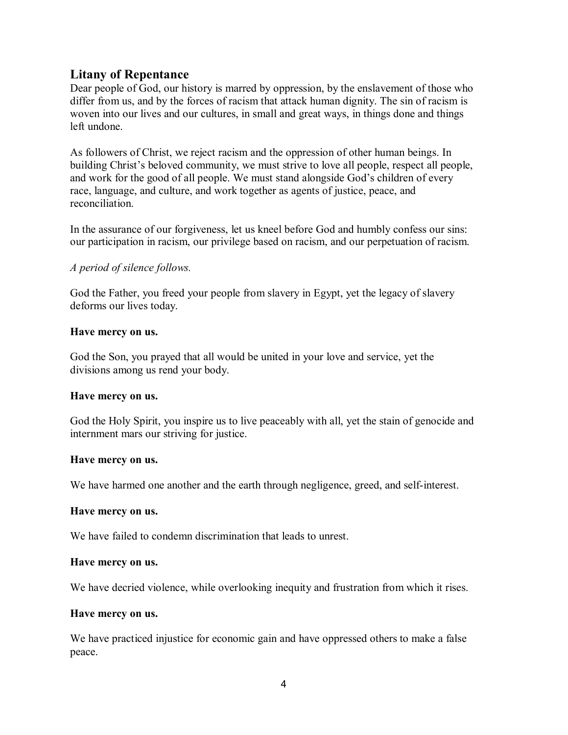## Litany of Repentance

Dear people of God, our history is marred by oppression, by the enslavement of those who differ from us, and by the forces of racism that attack human dignity. The sin of racism is woven into our lives and our cultures, in small and great ways, in things done and things left undone.

As followers of Christ, we reject racism and the oppression of other human beings. In building Christ's beloved community, we must strive to love all people, respect all people, and work for the good of all people. We must stand alongside God's children of every race, language, and culture, and work together as agents of justice, peace, and reconciliation.

In the assurance of our forgiveness, let us kneel before God and humbly confess our sins: our participation in racism, our privilege based on racism, and our perpetuation of racism.

*A period of silence follows.*

God the Father, you freed your people from slavery in Egypt, yet the legacy of slavery deforms our lives today.

**Have mercy on us.**

God the Son, you prayed that all would be united in your love and service, yet the divisions among us rend your body.

**Have mercy on us.**

God the Holy Spirit, you inspire us to live peaceably with all, yet the stain of genocide and internment mars our striving for justice.

**Have mercy on us.**

We have harmed one another and the earth through negligence, greed, and self-interest.

**Have mercy on us.**

We have failed to condemn discrimination that leads to unrest.

**Have mercy on us.**

We have decried violence, while overlooking inequity and frustration from which it rises.

**Have mercy on us.**

We have practiced injustice for economic gain and have oppressed others to make a false peace.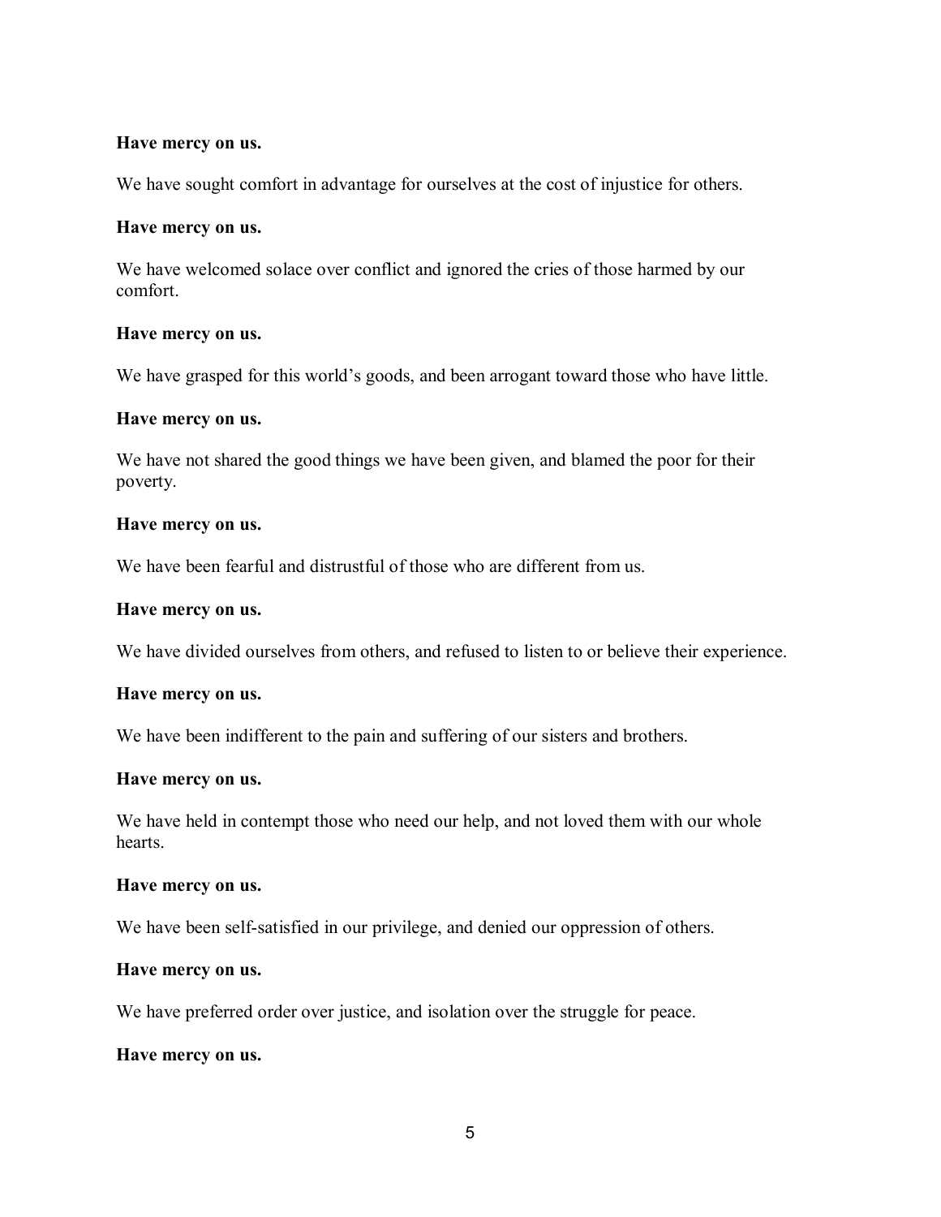**Have mercy on us.**

We have sought comfort in advantage for ourselves at the cost of injustice for others.

**Have mercy on us.**

We have welcomed solace over conflict and ignored the cries of those harmed by our comfort.

**Have mercy on us.**

We have grasped for this world's goods, and been arrogant toward those who have little.

**Have mercy on us.**

We have not shared the good things we have been given, and blamed the poor for their poverty.

**Have mercy on us.**

We have been fearful and distrustful of those who are different from us.

**Have mercy on us.**

We have divided ourselves from others, and refused to listen to or believe their experience.

**Have mercy on us.**

We have been indifferent to the pain and suffering of our sisters and brothers.

**Have mercy on us.**

We have held in contempt those who need our help, and not loved them with our whole hearts.

**Have mercy on us.**

We have been self-satisfied in our privilege, and denied our oppression of others.

**Have mercy on us.**

We have preferred order over justice, and isolation over the struggle for peace.

**Have mercy on us.**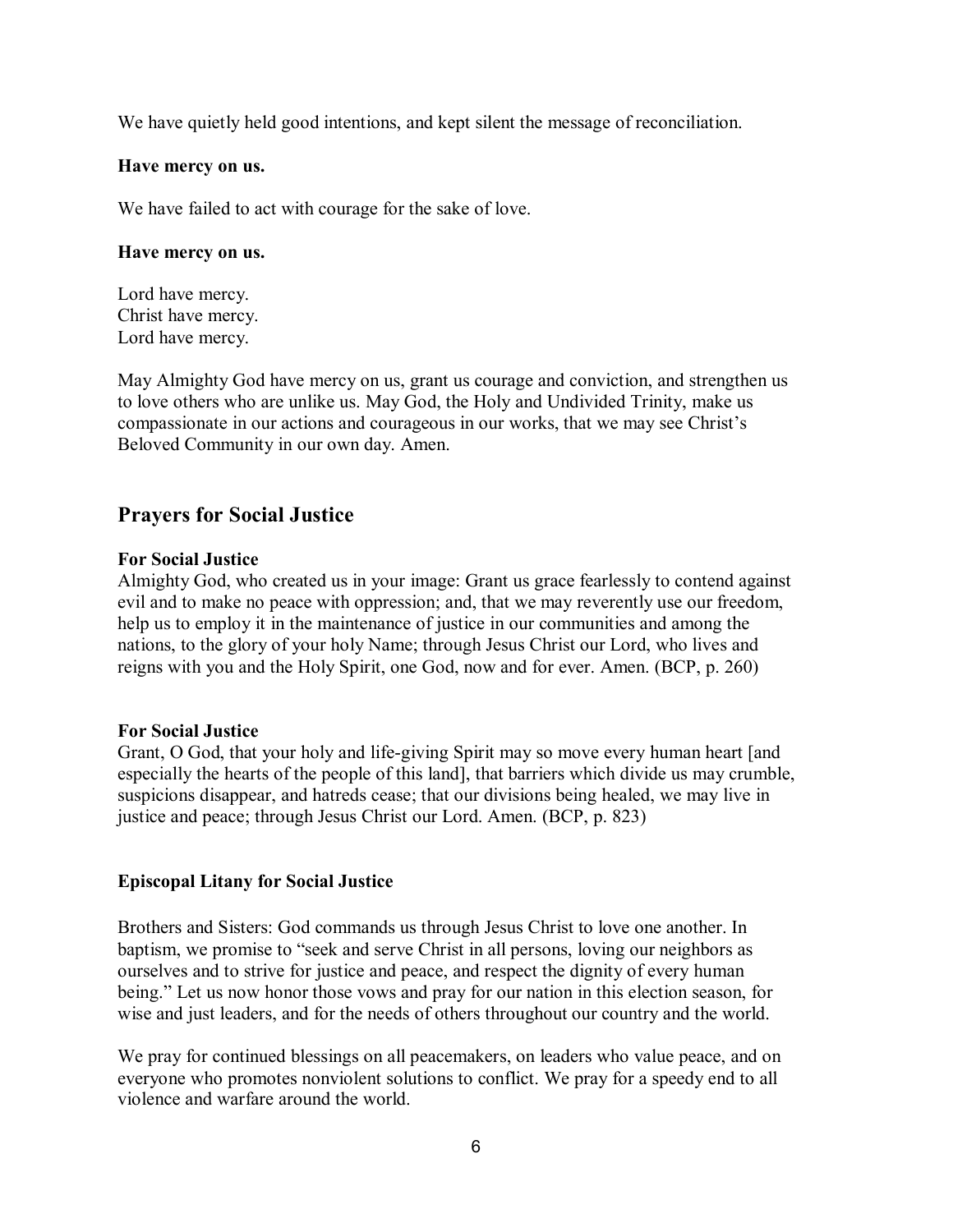We have quietly held good intentions, and kept silent the message of reconciliation.

**Have mercy on us.**

We have failed to act with courage for the sake of love.

**Have mercy on us.**

Lord have mercy.
Christ have mercy.
Lord have mercy.

May Almighty God have mercy on us, grant us courage and conviction, and strengthen us to love others who are unlike us. May God, the Holy and Undivided Trinity, make us compassionate in our actions and courageous in our works, that we may see Christ's Beloved Community in our own day. Amen.

## Prayers for Social Justice

**For Social Justice**
Almighty God, who created us in your image: Grant us grace fearlessly to contend against evil and to make no peace with oppression; and, that we may reverently use our freedom, help us to employ it in the maintenance of justice in our communities and among the nations, to the glory of your holy Name; through Jesus Christ our Lord, who lives and reigns with you and the Holy Spirit, one God, now and for ever. Amen. (BCP, p. 260)

**For Social Justice**
Grant, O God, that your holy and life-giving Spirit may so move every human heart [and especially the hearts of the people of this land], that barriers which divide us may crumble, suspicions disappear, and hatreds cease; that our divisions being healed, we may live in justice and peace; through Jesus Christ our Lord. Amen. (BCP, p. 823)

**Episcopal Litany for Social Justice**

Brothers and Sisters: God commands us through Jesus Christ to love one another. In baptism, we promise to "seek and serve Christ in all persons, loving our neighbors as ourselves and to strive for justice and peace, and respect the dignity of every human being." Let us now honor those vows and pray for our nation in this election season, for wise and just leaders, and for the needs of others throughout our country and the world.

We pray for continued blessings on all peacemakers, on leaders who value peace, and on everyone who promotes nonviolent solutions to conflict. We pray for a speedy end to all violence and warfare around the world.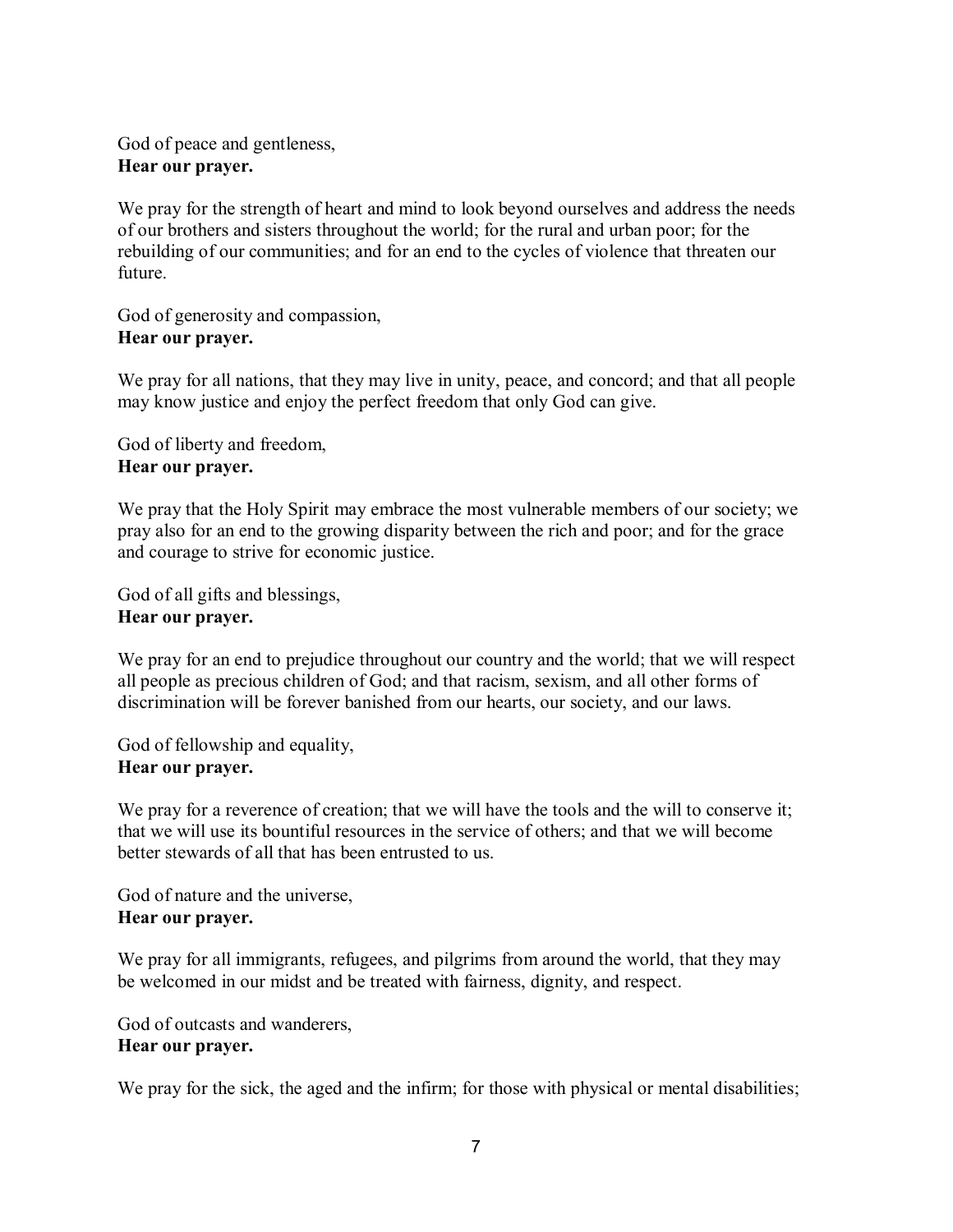God of peace and gentleness,
**Hear our prayer.**

We pray for the strength of heart and mind to look beyond ourselves and address the needs of our brothers and sisters throughout the world; for the rural and urban poor; for the rebuilding of our communities; and for an end to the cycles of violence that threaten our future.

God of generosity and compassion,
**Hear our prayer.**

We pray for all nations, that they may live in unity, peace, and concord; and that all people may know justice and enjoy the perfect freedom that only God can give.

God of liberty and freedom,
**Hear our prayer.**

We pray that the Holy Spirit may embrace the most vulnerable members of our society; we pray also for an end to the growing disparity between the rich and poor; and for the grace and courage to strive for economic justice.

God of all gifts and blessings,
**Hear our prayer.**

We pray for an end to prejudice throughout our country and the world; that we will respect all people as precious children of God; and that racism, sexism, and all other forms of discrimination will be forever banished from our hearts, our society, and our laws.

God of fellowship and equality,
**Hear our prayer.**

We pray for a reverence of creation; that we will have the tools and the will to conserve it; that we will use its bountiful resources in the service of others; and that we will become better stewards of all that has been entrusted to us.

God of nature and the universe,
**Hear our prayer.**

We pray for all immigrants, refugees, and pilgrims from around the world, that they may be welcomed in our midst and be treated with fairness, dignity, and respect.

God of outcasts and wanderers,
**Hear our prayer.**

We pray for the sick, the aged and the infirm; for those with physical or mental disabilities;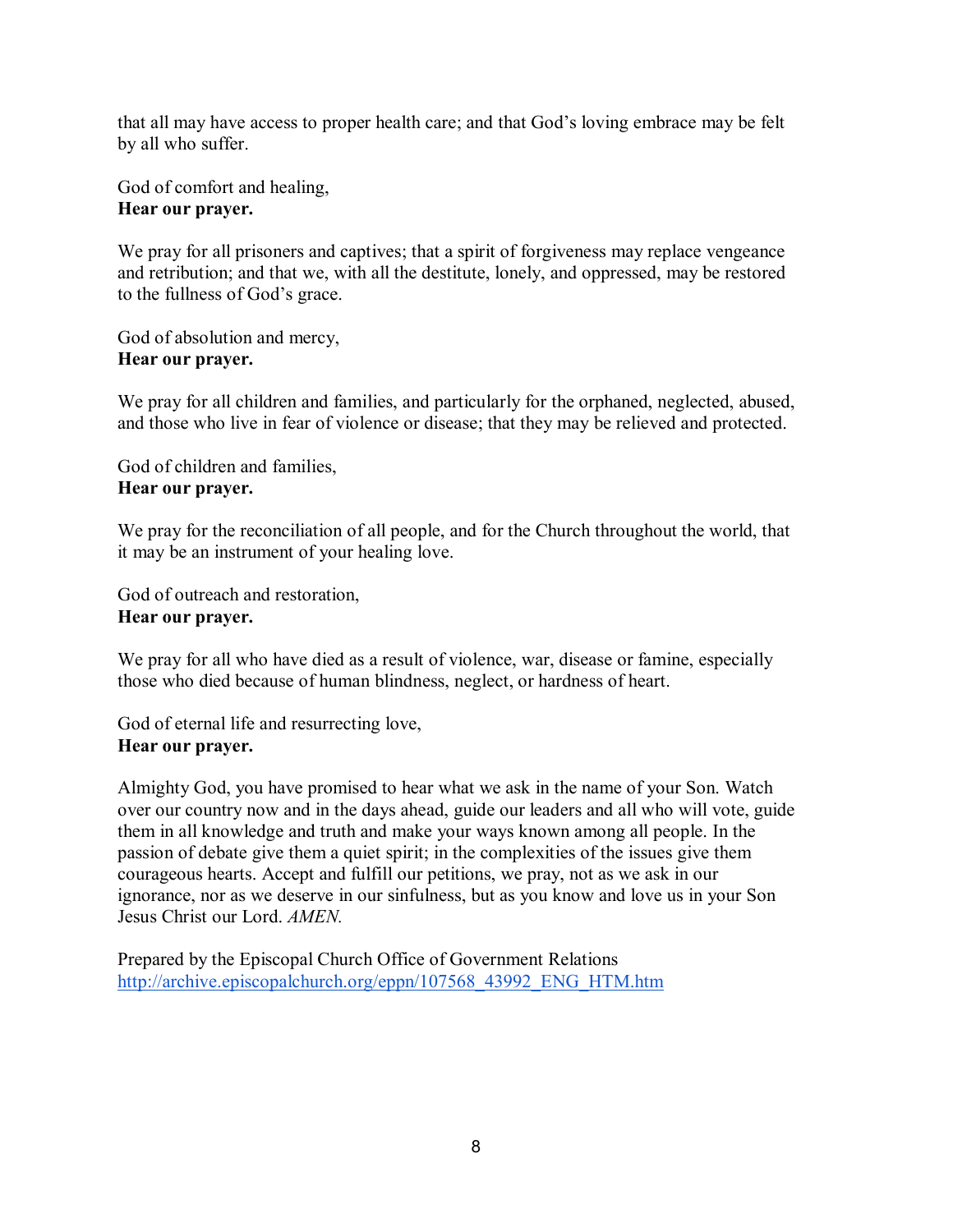that all may have access to proper health care; and that God's loving embrace may be felt by all who suffer.

God of comfort and healing,
**Hear our prayer.**

We pray for all prisoners and captives; that a spirit of forgiveness may replace vengeance and retribution; and that we, with all the destitute, lonely, and oppressed, may be restored to the fullness of God's grace.

God of absolution and mercy,
**Hear our prayer.**

We pray for all children and families, and particularly for the orphaned, neglected, abused, and those who live in fear of violence or disease; that they may be relieved and protected.

God of children and families,
**Hear our prayer.**

We pray for the reconciliation of all people, and for the Church throughout the world, that it may be an instrument of your healing love.

God of outreach and restoration,
**Hear our prayer.**

We pray for all who have died as a result of violence, war, disease or famine, especially those who died because of human blindness, neglect, or hardness of heart.

God of eternal life and resurrecting love,
**Hear our prayer.**

Almighty God, you have promised to hear what we ask in the name of your Son. Watch over our country now and in the days ahead, guide our leaders and all who will vote, guide them in all knowledge and truth and make your ways known among all people. In the passion of debate give them a quiet spirit; in the complexities of the issues give them courageous hearts. Accept and fulfill our petitions, we pray, not as we ask in our ignorance, nor as we deserve in our sinfulness, but as you know and love us in your Son Jesus Christ our Lord. *AMEN.*

Prepared by the Episcopal Church Office of Government Relations
http://archive.episcopalchurch.org/eppn/107568_43992_ENG_HTM.htm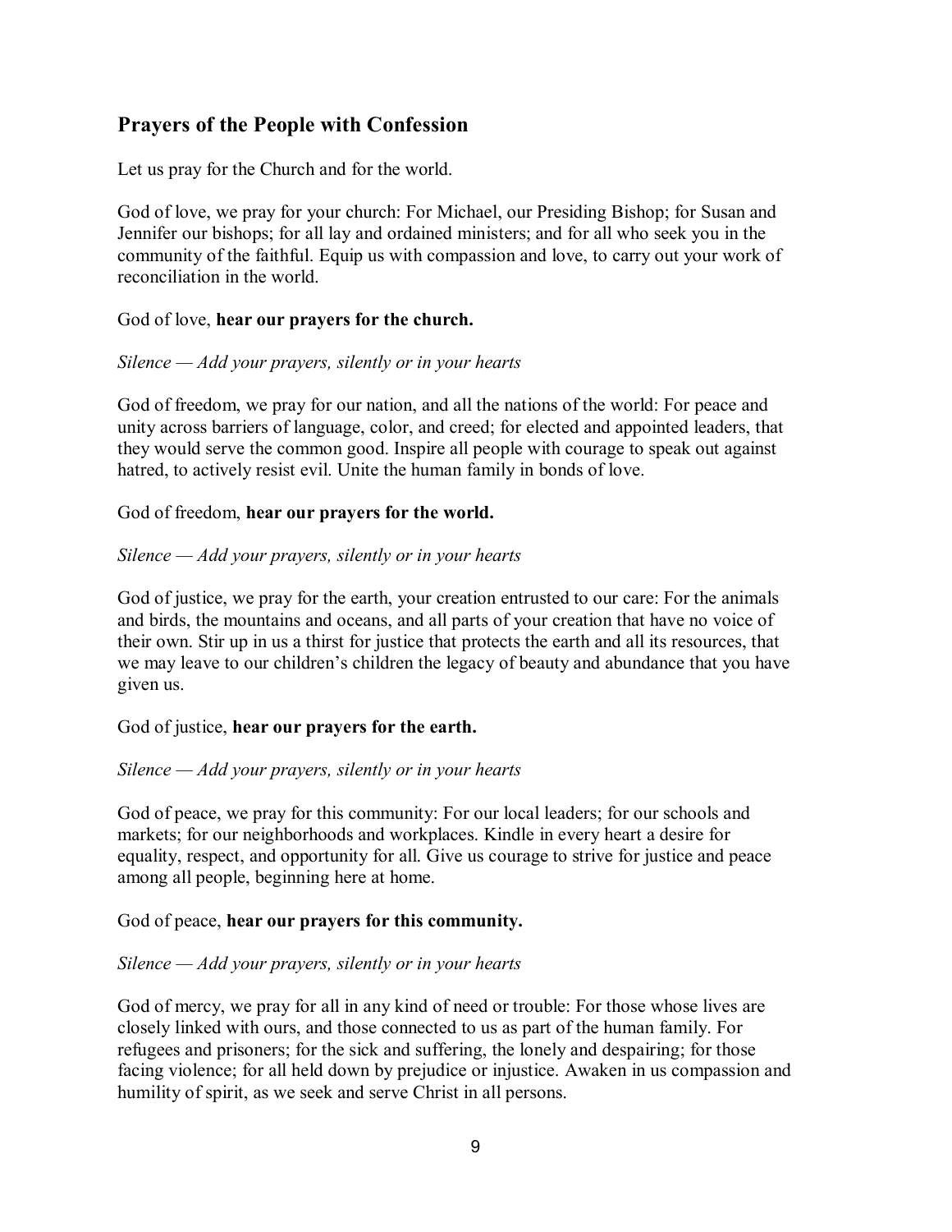## Prayers of the People with Confession

Let us pray for the Church and for the world.

God of love, we pray for your church: For Michael, our Presiding Bishop; for Susan and Jennifer our bishops; for all lay and ordained ministers; and for all who seek you in the community of the faithful. Equip us with compassion and love, to carry out your work of reconciliation in the world.

God of love, **hear our prayers for the church.**

*Silence — Add your prayers, silently or in your hearts*

God of freedom, we pray for our nation, and all the nations of the world: For peace and unity across barriers of language, color, and creed; for elected and appointed leaders, that they would serve the common good. Inspire all people with courage to speak out against hatred, to actively resist evil. Unite the human family in bonds of love.

God of freedom, **hear our prayers for the world.**

*Silence — Add your prayers, silently or in your hearts*

God of justice, we pray for the earth, your creation entrusted to our care: For the animals and birds, the mountains and oceans, and all parts of your creation that have no voice of their own. Stir up in us a thirst for justice that protects the earth and all its resources, that we may leave to our children's children the legacy of beauty and abundance that you have given us.

God of justice, **hear our prayers for the earth.**

*Silence — Add your prayers, silently or in your hearts*

God of peace, we pray for this community: For our local leaders; for our schools and markets; for our neighborhoods and workplaces. Kindle in every heart a desire for equality, respect, and opportunity for all. Give us courage to strive for justice and peace among all people, beginning here at home.

God of peace, **hear our prayers for this community.**

*Silence — Add your prayers, silently or in your hearts*

God of mercy, we pray for all in any kind of need or trouble: For those whose lives are closely linked with ours, and those connected to us as part of the human family. For refugees and prisoners; for the sick and suffering, the lonely and despairing; for those facing violence; for all held down by prejudice or injustice. Awaken in us compassion and humility of spirit, as we seek and serve Christ in all persons.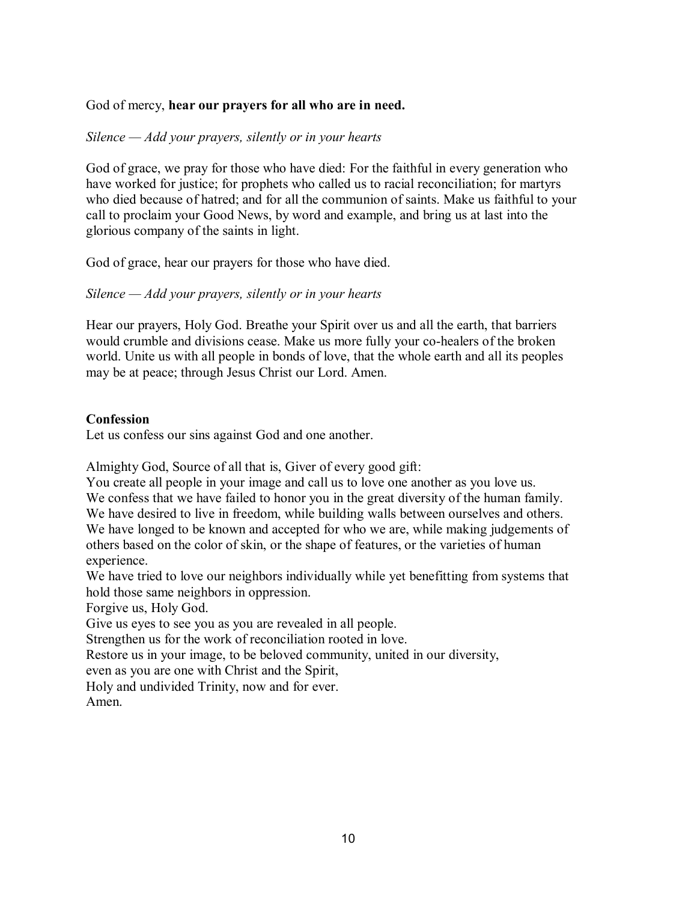God of mercy, **hear our prayers for all who are in need.**

*Silence — Add your prayers, silently or in your hearts*

God of grace, we pray for those who have died: For the faithful in every generation who have worked for justice; for prophets who called us to racial reconciliation; for martyrs who died because of hatred; and for all the communion of saints. Make us faithful to your call to proclaim your Good News, by word and example, and bring us at last into the glorious company of the saints in light.

God of grace, hear our prayers for those who have died.

*Silence — Add your prayers, silently or in your hearts*

Hear our prayers, Holy God. Breathe your Spirit over us and all the earth, that barriers would crumble and divisions cease. Make us more fully your co-healers of the broken world. Unite us with all people in bonds of love, that the whole earth and all its peoples may be at peace; through Jesus Christ our Lord. Amen.

**Confession**

Let us confess our sins against God and one another.

Almighty God, Source of all that is, Giver of every good gift:
You create all people in your image and call us to love one another as you love us.
We confess that we have failed to honor you in the great diversity of the human family.
We have desired to live in freedom, while building walls between ourselves and others.
We have longed to be known and accepted for who we are, while making judgements of others based on the color of skin, or the shape of features, or the varieties of human experience.
We have tried to love our neighbors individually while yet benefitting from systems that hold those same neighbors in oppression.
Forgive us, Holy God.
Give us eyes to see you as you are revealed in all people.
Strengthen us for the work of reconciliation rooted in love.
Restore us in your image, to be beloved community, united in our diversity,
even as you are one with Christ and the Spirit,
Holy and undivided Trinity, now and for ever.
Amen.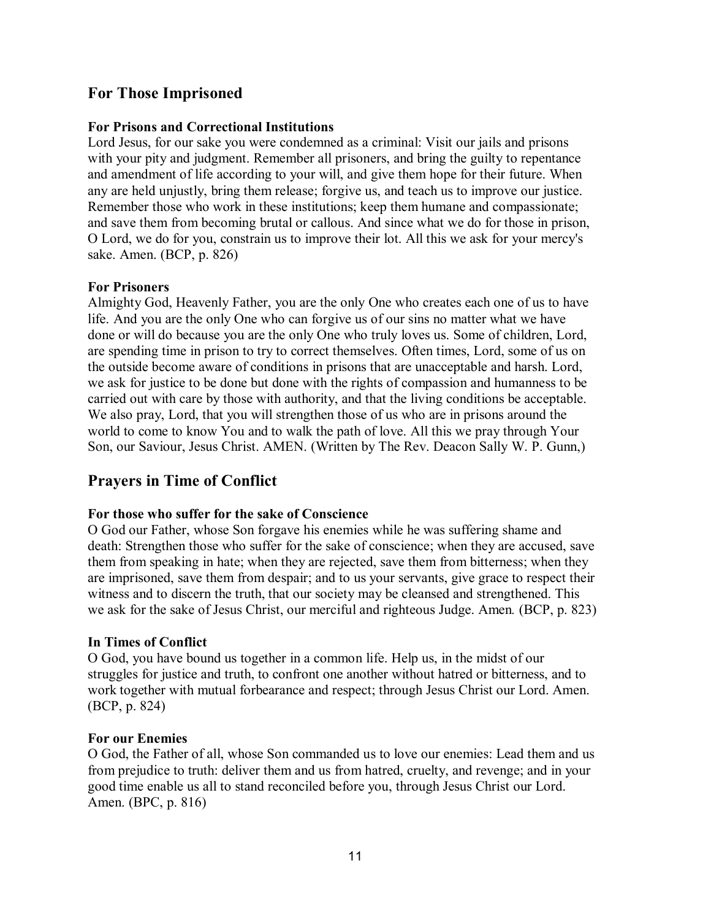## For Those Imprisoned

### For Prisons and Correctional Institutions

Lord Jesus, for our sake you were condemned as a criminal: Visit our jails and prisons with your pity and judgment. Remember all prisoners, and bring the guilty to repentance and amendment of life according to your will, and give them hope for their future. When any are held unjustly, bring them release; forgive us, and teach us to improve our justice. Remember those who work in these institutions; keep them humane and compassionate; and save them from becoming brutal or callous. And since what we do for those in prison, O Lord, we do for you, constrain us to improve their lot. All this we ask for your mercy's sake. Amen. (BCP, p. 826)

### For Prisoners

Almighty God, Heavenly Father, you are the only One who creates each one of us to have life. And you are the only One who can forgive us of our sins no matter what we have done or will do because you are the only One who truly loves us. Some of children, Lord, are spending time in prison to try to correct themselves. Often times, Lord, some of us on the outside become aware of conditions in prisons that are unacceptable and harsh. Lord, we ask for justice to be done but done with the rights of compassion and humanness to be carried out with care by those with authority, and that the living conditions be acceptable. We also pray, Lord, that you will strengthen those of us who are in prisons around the world to come to know You and to walk the path of love. All this we pray through Your Son, our Saviour, Jesus Christ. AMEN. (Written by The Rev. Deacon Sally W. P. Gunn,)

## Prayers in Time of Conflict

### For those who suffer for the sake of Conscience

O God our Father, whose Son forgave his enemies while he was suffering shame and death: Strengthen those who suffer for the sake of conscience; when they are accused, save them from speaking in hate; when they are rejected, save them from bitterness; when they are imprisoned, save them from despair; and to us your servants, give grace to respect their witness and to discern the truth, that our society may be cleansed and strengthened. This we ask for the sake of Jesus Christ, our merciful and righteous Judge. Amen. (BCP, p. 823)

### In Times of Conflict

O God, you have bound us together in a common life. Help us, in the midst of our struggles for justice and truth, to confront one another without hatred or bitterness, and to work together with mutual forbearance and respect; through Jesus Christ our Lord. Amen. (BCP, p. 824)

### For our Enemies

O God, the Father of all, whose Son commanded us to love our enemies: Lead them and us from prejudice to truth: deliver them and us from hatred, cruelty, and revenge; and in your good time enable us all to stand reconciled before you, through Jesus Christ our Lord. Amen. (BPC, p. 816)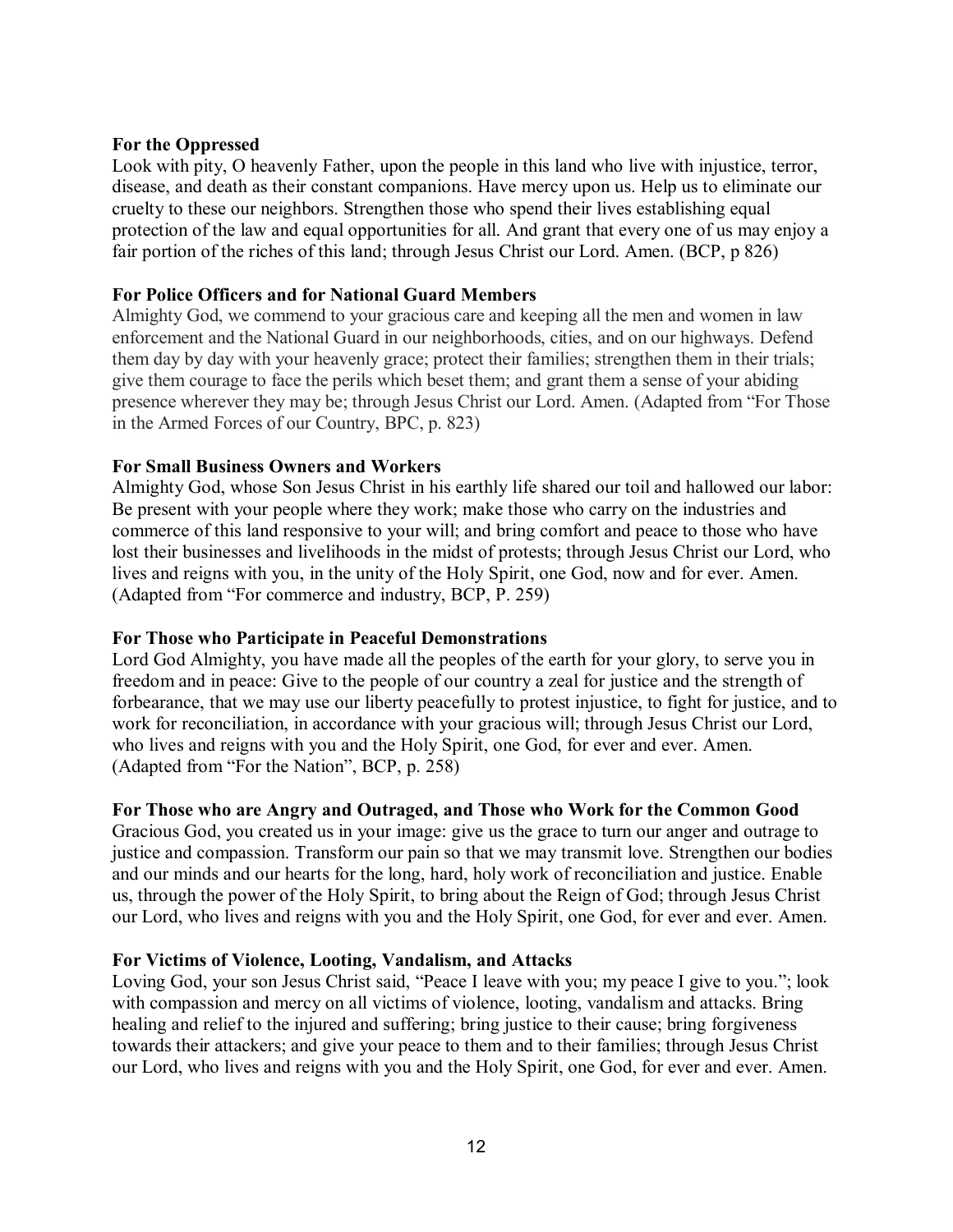**For the Oppressed**

Look with pity, O heavenly Father, upon the people in this land who live with injustice, terror, disease, and death as their constant companions. Have mercy upon us. Help us to eliminate our cruelty to these our neighbors. Strengthen those who spend their lives establishing equal protection of the law and equal opportunities for all. And grant that every one of us may enjoy a fair portion of the riches of this land; through Jesus Christ our Lord. Amen. (BCP, p 826)

**For Police Officers and for National Guard Members**

Almighty God, we commend to your gracious care and keeping all the men and women in law enforcement and the National Guard in our neighborhoods, cities, and on our highways. Defend them day by day with your heavenly grace; protect their families; strengthen them in their trials; give them courage to face the perils which beset them; and grant them a sense of your abiding presence wherever they may be; through Jesus Christ our Lord. Amen. (Adapted from "For Those in the Armed Forces of our Country, BPC, p. 823)

**For Small Business Owners and Workers**

Almighty God, whose Son Jesus Christ in his earthly life shared our toil and hallowed our labor: Be present with your people where they work; make those who carry on the industries and commerce of this land responsive to your will; and bring comfort and peace to those who have lost their businesses and livelihoods in the midst of protests; through Jesus Christ our Lord, who lives and reigns with you, in the unity of the Holy Spirit, one God, now and for ever. Amen. (Adapted from "For commerce and industry, BCP, P. 259)

**For Those who Participate in Peaceful Demonstrations**

Lord God Almighty, you have made all the peoples of the earth for your glory, to serve you in freedom and in peace: Give to the people of our country a zeal for justice and the strength of forbearance, that we may use our liberty peacefully to protest injustice, to fight for justice, and to work for reconciliation, in accordance with your gracious will; through Jesus Christ our Lord, who lives and reigns with you and the Holy Spirit, one God, for ever and ever. Amen. (Adapted from "For the Nation", BCP, p. 258)

**For Those who are Angry and Outraged, and Those who Work for the Common Good**

Gracious God, you created us in your image: give us the grace to turn our anger and outrage to justice and compassion. Transform our pain so that we may transmit love. Strengthen our bodies and our minds and our hearts for the long, hard, holy work of reconciliation and justice. Enable us, through the power of the Holy Spirit, to bring about the Reign of God; through Jesus Christ our Lord, who lives and reigns with you and the Holy Spirit, one God, for ever and ever. Amen.

**For Victims of Violence, Looting, Vandalism, and Attacks**

Loving God, your son Jesus Christ said, "Peace I leave with you; my peace I give to you."; look with compassion and mercy on all victims of violence, looting, vandalism and attacks. Bring healing and relief to the injured and suffering; bring justice to their cause; bring forgiveness towards their attackers; and give your peace to them and to their families; through Jesus Christ our Lord, who lives and reigns with you and the Holy Spirit, one God, for ever and ever. Amen.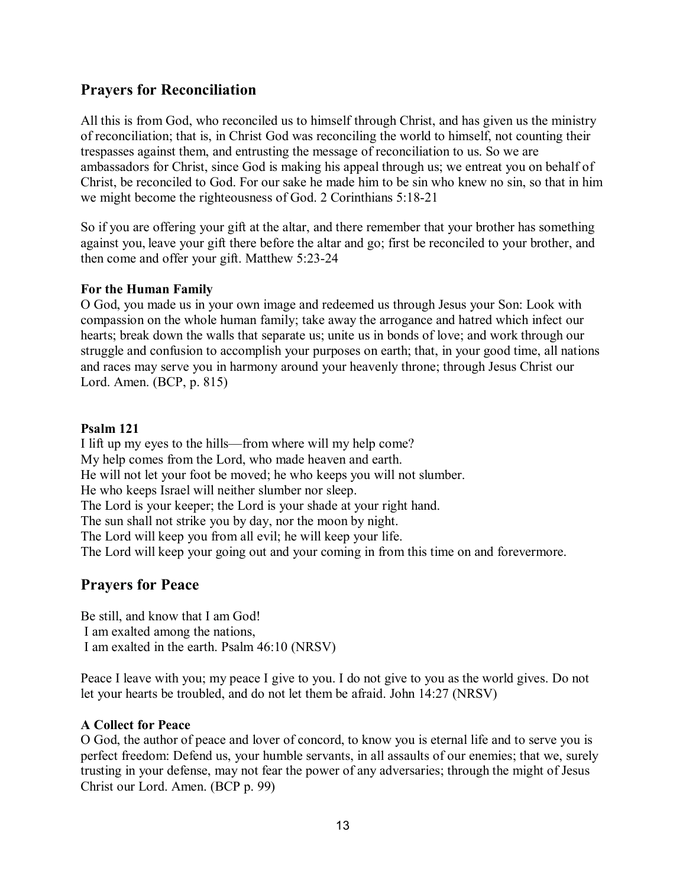## Prayers for Reconciliation

All this is from God, who reconciled us to himself through Christ, and has given us the ministry of reconciliation; that is, in Christ God was reconciling the world to himself, not counting their trespasses against them, and entrusting the message of reconciliation to us. So we are ambassadors for Christ, since God is making his appeal through us; we entreat you on behalf of Christ, be reconciled to God. For our sake he made him to be sin who knew no sin, so that in him we might become the righteousness of God. 2 Corinthians 5:18-21

So if you are offering your gift at the altar, and there remember that your brother has something against you, leave your gift there before the altar and go; first be reconciled to your brother, and then come and offer your gift. Matthew 5:23-24

**For the Human Family**
O God, you made us in your own image and redeemed us through Jesus your Son: Look with compassion on the whole human family; take away the arrogance and hatred which infect our hearts; break down the walls that separate us; unite us in bonds of love; and work through our struggle and confusion to accomplish your purposes on earth; that, in your good time, all nations and races may serve you in harmony around your heavenly throne; through Jesus Christ our Lord. Amen. (BCP, p. 815)

**Psalm 121**
I lift up my eyes to the hills—from where will my help come?
My help comes from the Lord, who made heaven and earth.
He will not let your foot be moved; he who keeps you will not slumber.
He who keeps Israel will neither slumber nor sleep.
The Lord is your keeper; the Lord is your shade at your right hand.
The sun shall not strike you by day, nor the moon by night.
The Lord will keep you from all evil; he will keep your life.
The Lord will keep your going out and your coming in from this time on and forevermore.

## Prayers for Peace

Be still, and know that I am God!
I am exalted among the nations,
I am exalted in the earth. Psalm 46:10 (NRSV)

Peace I leave with you; my peace I give to you. I do not give to you as the world gives. Do not let your hearts be troubled, and do not let them be afraid. John 14:27 (NRSV)

**A Collect for Peace**
O God, the author of peace and lover of concord, to know you is eternal life and to serve you is perfect freedom: Defend us, your humble servants, in all assaults of our enemies; that we, surely trusting in your defense, may not fear the power of any adversaries; through the might of Jesus Christ our Lord. Amen. (BCP p. 99)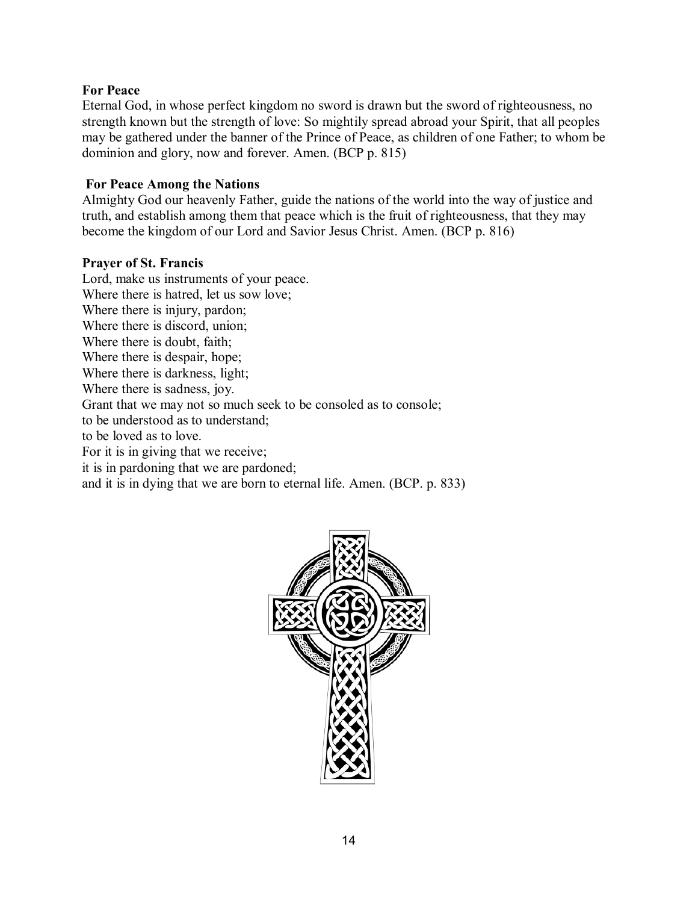**For Peace**

Eternal God, in whose perfect kingdom no sword is drawn but the sword of righteousness, no strength known but the strength of love: So mightily spread abroad your Spirit, that all peoples may be gathered under the banner of the Prince of Peace, as children of one Father; to whom be dominion and glory, now and forever. Amen. (BCP p. 815)

**For Peace Among the Nations**

Almighty God our heavenly Father, guide the nations of the world into the way of justice and truth, and establish among them that peace which is the fruit of righteousness, that they may become the kingdom of our Lord and Savior Jesus Christ. Amen. (BCP p. 816)

**Prayer of St. Francis**

Lord, make us instruments of your peace.
Where there is hatred, let us sow love;
Where there is injury, pardon;
Where there is discord, union;
Where there is doubt, faith;
Where there is despair, hope;
Where there is darkness, light;
Where there is sadness, joy.
Grant that we may not so much seek to be consoled as to console;
to be understood as to understand;
to be loved as to love.
For it is in giving that we receive;
it is in pardoning that we are pardoned;
and it is in dying that we are born to eternal life. Amen. (BCP. p. 833)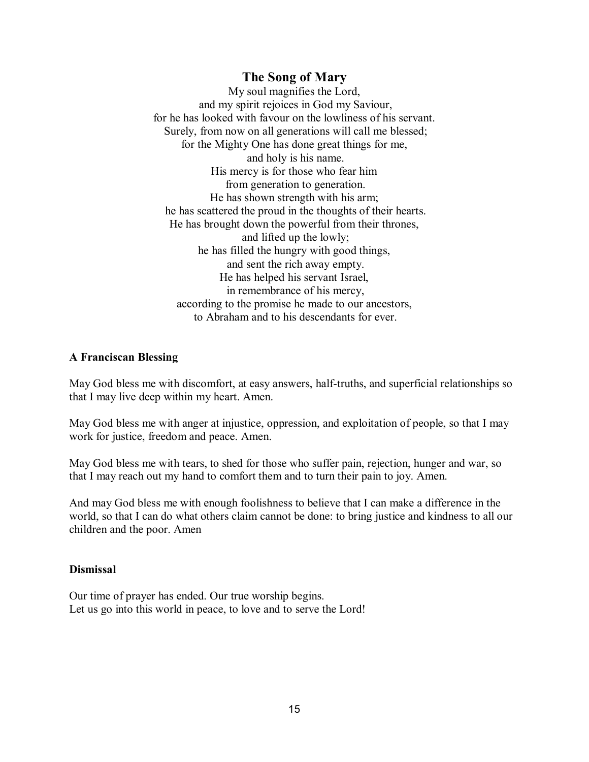## The Song of Mary

My soul magnifies the Lord,  
and my spirit rejoices in God my Saviour,  
for he has looked with favour on the lowliness of his servant.  
Surely, from now on all generations will call me blessed;  
for the Mighty One has done great things for me,  
and holy is his name.  
His mercy is for those who fear him  
from generation to generation.  
He has shown strength with his arm;  
he has scattered the proud in the thoughts of their hearts.  
He has brought down the powerful from their thrones,  
and lifted up the lowly;  
he has filled the hungry with good things,  
and sent the rich away empty.  
He has helped his servant Israel,  
in remembrance of his mercy,  
according to the promise he made to our ancestors,  
to Abraham and to his descendants for ever.

**A Franciscan Blessing**

May God bless me with discomfort, at easy answers, half-truths, and superficial relationships so that I may live deep within my heart. Amen.

May God bless me with anger at injustice, oppression, and exploitation of people, so that I may work for justice, freedom and peace. Amen.

May God bless me with tears, to shed for those who suffer pain, rejection, hunger and war, so that I may reach out my hand to comfort them and to turn their pain to joy. Amen.

And may God bless me with enough foolishness to believe that I can make a difference in the world, so that I can do what others claim cannot be done: to bring justice and kindness to all our children and the poor. Amen

**Dismissal**

Our time of prayer has ended. Our true worship begins.  
Let us go into this world in peace, to love and to serve the Lord!